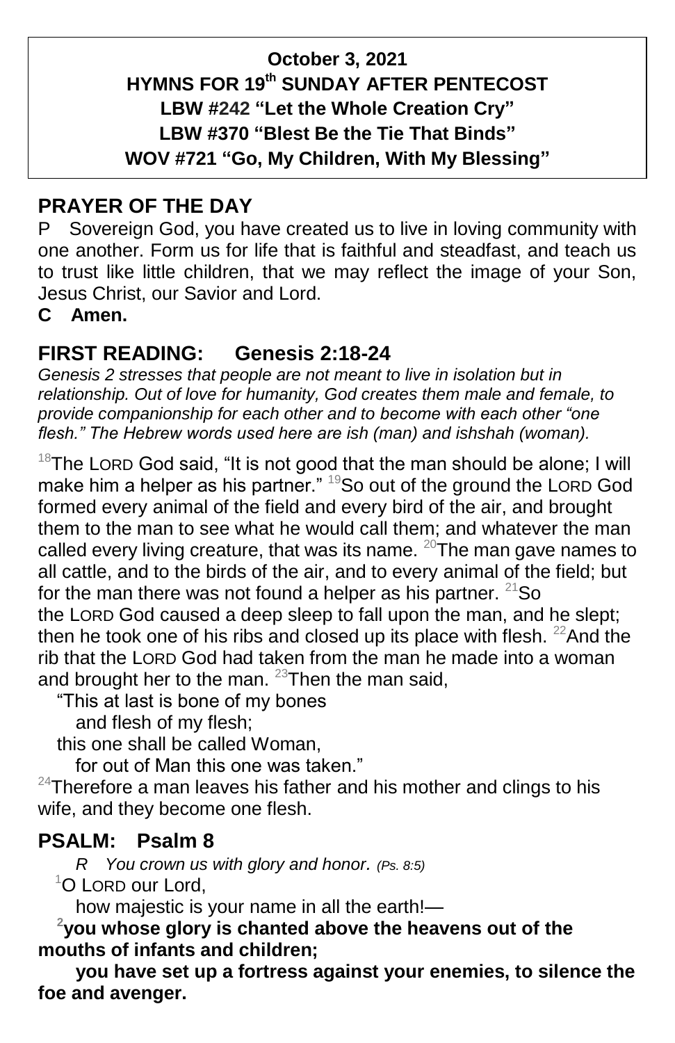**October 3, 2021**
**HYMNS FOR 19th SUNDAY AFTER PENTECOST**
**LBW #242 "Let the Whole Creation Cry"**
**LBW #370 "Blest Be the Tie That Binds"**
**WOV #721 "Go, My Children, With My Blessing"**

## PRAYER OF THE DAY

P Sovereign God, you have created us to live in loving community with one another. Form us for life that is faithful and steadfast, and teach us to trust like little children, that we may reflect the image of your Son, Jesus Christ, our Savior and Lord.

**C Amen.**

## FIRST READING: Genesis 2:18-24

*Genesis 2 stresses that people are not meant to live in isolation but in relationship. Out of love for humanity, God creates them male and female, to provide companionship for each other and to become with each other "one flesh." The Hebrew words used here are ish (man) and ishshah (woman).*

[18]The LORD God said, "It is not good that the man should be alone; I will make him a helper as his partner." [19]So out of the ground the LORD God formed every animal of the field and every bird of the air, and brought them to the man to see what he would call them; and whatever the man called every living creature, that was its name. [20]The man gave names to all cattle, and to the birds of the air, and to every animal of the field; but for the man there was not found a helper as his partner. [21]So the LORD God caused a deep sleep to fall upon the man, and he slept; then he took one of his ribs and closed up its place with flesh. [22]And the rib that the LORD God had taken from the man he made into a woman and brought her to the man. [23]Then the man said,

"This at last is bone of my bones
and flesh of my flesh;
this one shall be called Woman,
for out of Man this one was taken."

[24]Therefore a man leaves his father and his mother and clings to his wife, and they become one flesh.

## PSALM: Psalm 8

*R You crown us with glory and honor. (Ps. 8:5)*

[1]O LORD our Lord,
how majestic is your name in all the earth!—

**[2]you whose glory is chanted above the heavens out of the mouths of infants and children;**
**you have set up a fortress against your enemies, to silence the foe and avenger.**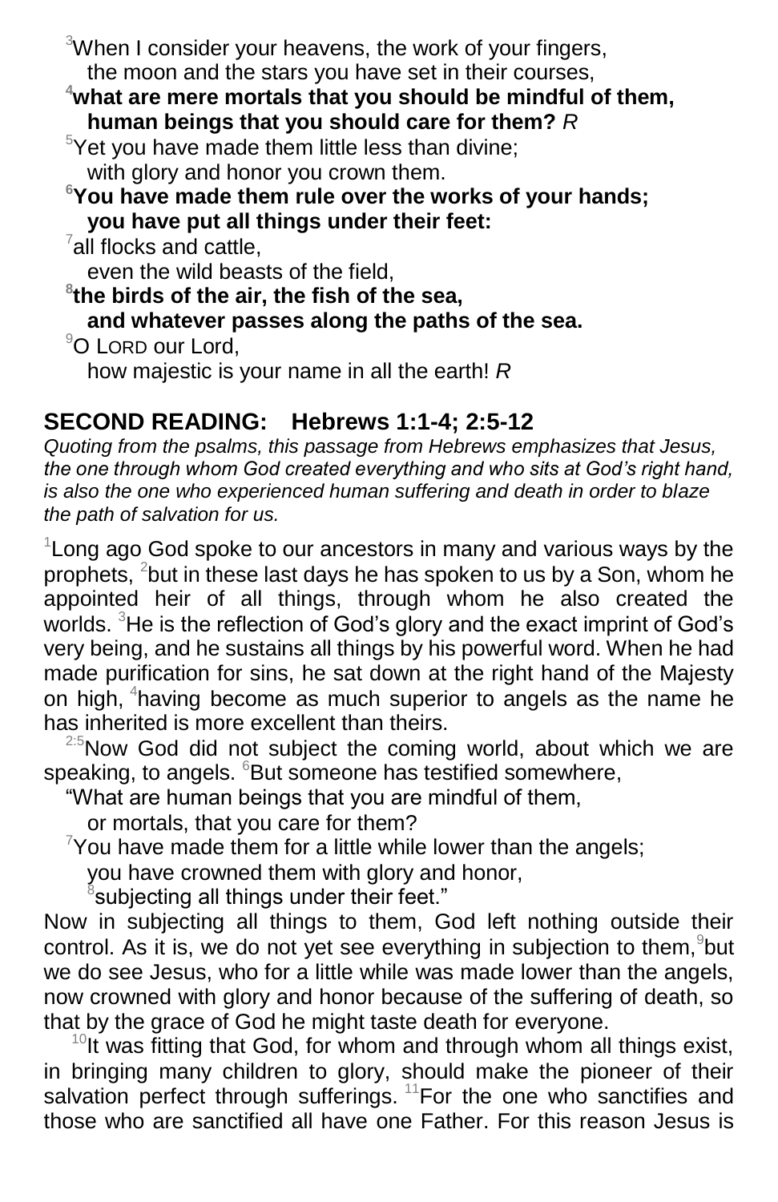[3]When I consider your heavens, the work of your fingers,
the moon and the stars you have set in their courses,

**[4]what are mere mortals that you should be mindful of them,
human beings that you should care for them?** *R*

[5]Yet you have made them little less than divine;
with glory and honor you crown them.

**[6]You have made them rule over the works of your hands;
you have put all things under their feet:**

[7]all flocks and cattle,
even the wild beasts of the field,

**[8]the birds of the air, the fish of the sea,
and whatever passes along the paths of the sea.**

[9]O LORD our Lord,
how majestic is your name in all the earth! *R*

## SECOND READING: Hebrews 1:1-4; 2:5-12

*Quoting from the psalms, this passage from Hebrews emphasizes that Jesus, the one through whom God created everything and who sits at God's right hand, is also the one who experienced human suffering and death in order to blaze the path of salvation for us.*

[1]Long ago God spoke to our ancestors in many and various ways by the prophets, [2]but in these last days he has spoken to us by a Son, whom he appointed heir of all things, through whom he also created the worlds. [3]He is the reflection of God's glory and the exact imprint of God's very being, and he sustains all things by his powerful word. When he had made purification for sins, he sat down at the right hand of the Majesty on high, [4]having become as much superior to angels as the name he has inherited is more excellent than theirs.

[2:5]Now God did not subject the coming world, about which we are speaking, to angels. [6]But someone has testified somewhere,

"What are human beings that you are mindful of them,
or mortals, that you care for them?
[7]You have made them for a little while lower than the angels;
you have crowned them with glory and honor,
[8]subjecting all things under their feet."

Now in subjecting all things to them, God left nothing outside their control. As it is, we do not yet see everything in subjection to them, [9]but we do see Jesus, who for a little while was made lower than the angels, now crowned with glory and honor because of the suffering of death, so that by the grace of God he might taste death for everyone.

[10]It was fitting that God, for whom and through whom all things exist, in bringing many children to glory, should make the pioneer of their salvation perfect through sufferings. [11]For the one who sanctifies and those who are sanctified all have one Father. For this reason Jesus is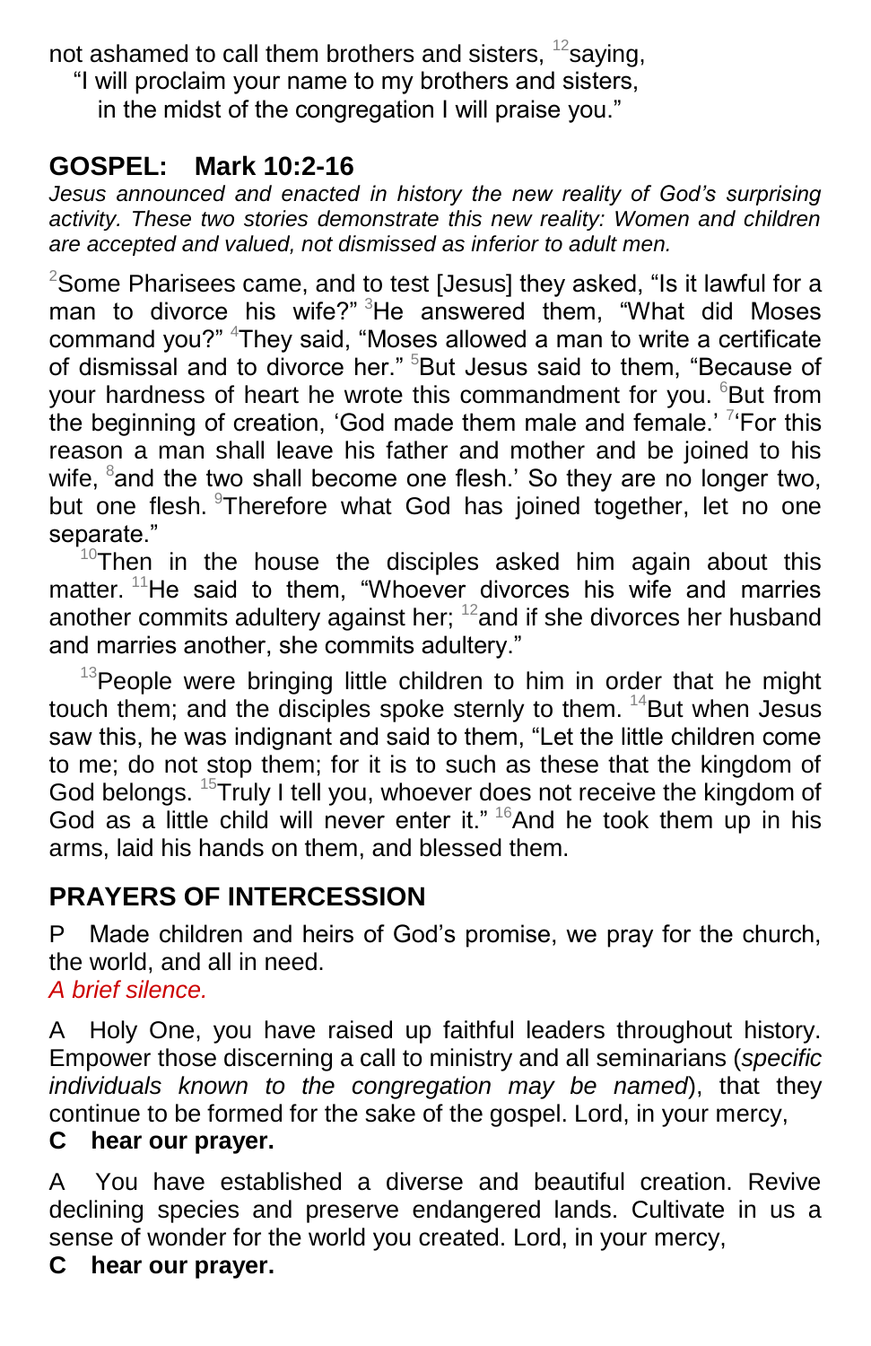not ashamed to call them brothers and sisters, [12]saying,

"I will proclaim your name to my brothers and sisters,
in the midst of the congregation I will praise you."

## GOSPEL: Mark 10:2-16

*Jesus announced and enacted in history the new reality of God's surprising activity. These two stories demonstrate this new reality: Women and children are accepted and valued, not dismissed as inferior to adult men.*

[2]Some Pharisees came, and to test [Jesus] they asked, "Is it lawful for a man to divorce his wife?" [3]He answered them, "What did Moses command you?" [4]They said, "Moses allowed a man to write a certificate of dismissal and to divorce her." [5]But Jesus said to them, "Because of your hardness of heart he wrote this commandment for you. [6]But from the beginning of creation, 'God made them male and female.' [7]'For this reason a man shall leave his father and mother and be joined to his wife, [8]and the two shall become one flesh.' So they are no longer two, but one flesh. [9]Therefore what God has joined together, let no one separate."

[10]Then in the house the disciples asked him again about this matter. [11]He said to them, "Whoever divorces his wife and marries another commits adultery against her; [12]and if she divorces her husband and marries another, she commits adultery."

[13]People were bringing little children to him in order that he might touch them; and the disciples spoke sternly to them. [14]But when Jesus saw this, he was indignant and said to them, "Let the little children come to me; do not stop them; for it is to such as these that the kingdom of God belongs. [15]Truly I tell you, whoever does not receive the kingdom of God as a little child will never enter it." [16]And he took them up in his arms, laid his hands on them, and blessed them.

## PRAYERS OF INTERCESSION

P Made children and heirs of God's promise, we pray for the church, the world, and all in need.

*A brief silence.*

A Holy One, you have raised up faithful leaders throughout history. Empower those discerning a call to ministry and all seminarians (*specific individuals known to the congregation may be named*), that they continue to be formed for the sake of the gospel. Lord, in your mercy,

**C hear our prayer.**

A You have established a diverse and beautiful creation. Revive declining species and preserve endangered lands. Cultivate in us a sense of wonder for the world you created. Lord, in your mercy,

**C hear our prayer.**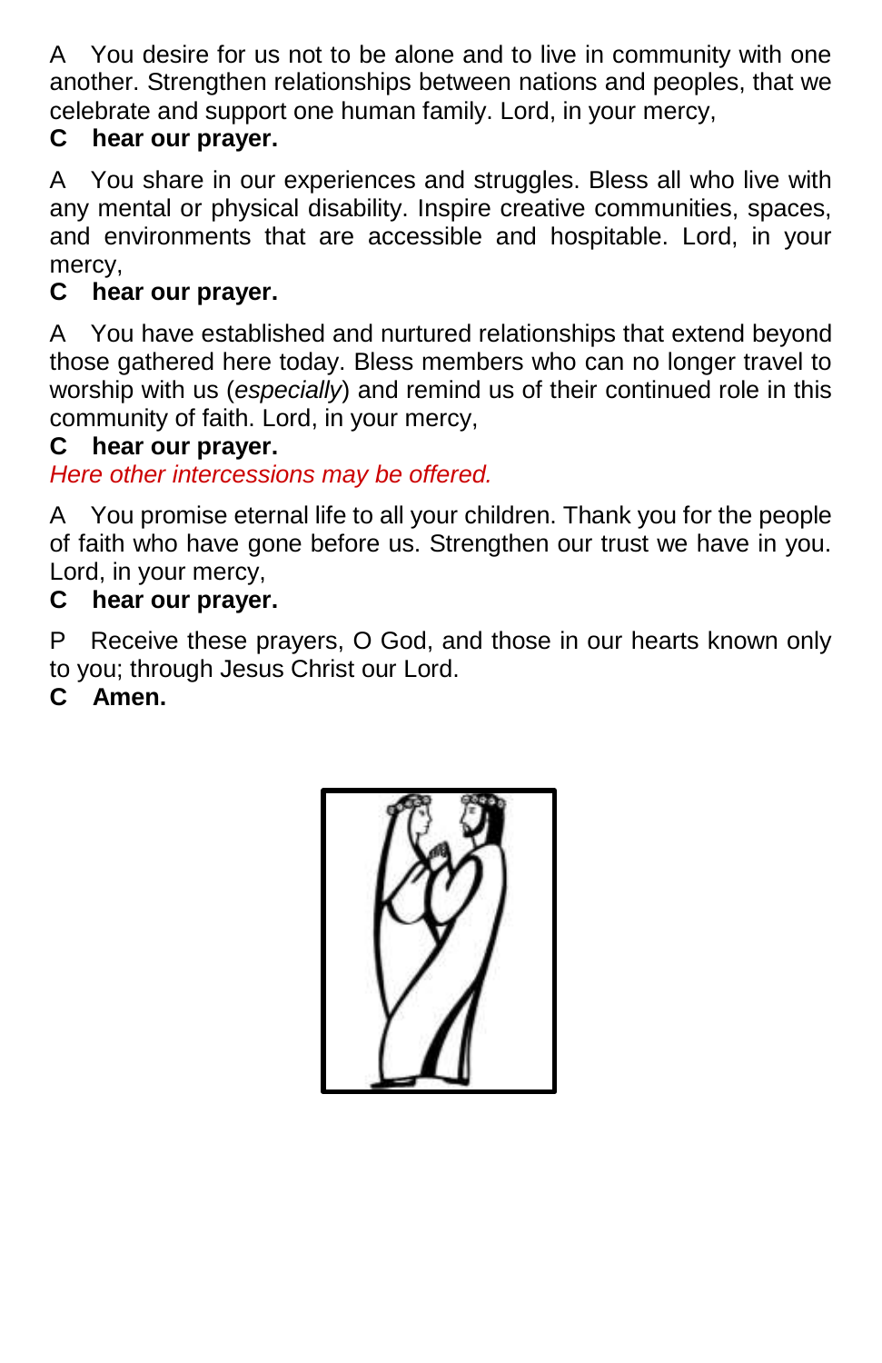A You desire for us not to be alone and to live in community with one another. Strengthen relationships between nations and peoples, that we celebrate and support one human family. Lord, in your mercy,

**C hear our prayer.**

A You share in our experiences and struggles. Bless all who live with any mental or physical disability. Inspire creative communities, spaces, and environments that are accessible and hospitable. Lord, in your mercy,

**C hear our prayer.**

A You have established and nurtured relationships that extend beyond those gathered here today. Bless members who can no longer travel to worship with us (*especially*) and remind us of their continued role in this community of faith. Lord, in your mercy,

**C hear our prayer.**

*Here other intercessions may be offered.*

A You promise eternal life to all your children. Thank you for the people of faith who have gone before us. Strengthen our trust we have in you. Lord, in your mercy,

**C hear our prayer.**

P Receive these prayers, O God, and those in our hearts known only to you; through Jesus Christ our Lord.

**C Amen.**